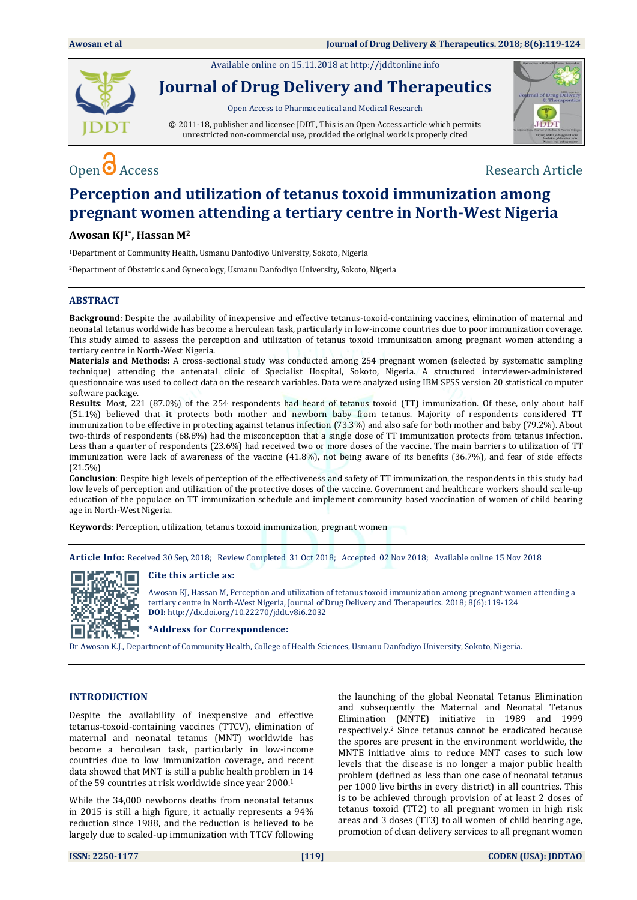Available online on 15.11.2018 at http://jddtonline.info

# Journal of Drug Delivery and Therapeutics

Open Access to Pharmaceutical and Medical Research

© 2011-18, publisher and licensee JDDT, This is an Open Access article which permits unrestricted non-commercial use, provided the original work is properly cited

Open Access | Research Article

# Perception and utilization of tetanus toxoid immunization among pregnant women attending a tertiary centre in North-West Nigeria

**Awosan KJ[1*], Hassan M[2]**

[1]Department of Community Health, Usmanu Danfodiyo University, Sokoto, Nigeria

[2]Department of Obstetrics and Gynecology, Usmanu Danfodiyo University, Sokoto, Nigeria

## ABSTRACT

**Background**: Despite the availability of inexpensive and effective tetanus-toxoid-containing vaccines, elimination of maternal and neonatal tetanus worldwide has become a herculean task, particularly in low-income countries due to poor immunization coverage. This study aimed to assess the perception and utilization of tetanus toxoid immunization among pregnant women attending a tertiary centre in North-West Nigeria.

**Materials and Methods:** A cross-sectional study was conducted among 254 pregnant women (selected by systematic sampling technique) attending the antenatal clinic of Specialist Hospital, Sokoto, Nigeria. A structured interviewer-administered questionnaire was used to collect data on the research variables. Data were analyzed using IBM SPSS version 20 statistical computer software package.

**Results**: Most, 221 (87.0%) of the 254 respondents had heard of tetanus toxoid (TT) immunization. Of these, only about half (51.1%) believed that it protects both mother and newborn baby from tetanus. Majority of respondents considered TT immunization to be effective in protecting against tetanus infection (73.3%) and also safe for both mother and baby (79.2%). About two-thirds of respondents (68.8%) had the misconception that a single dose of TT immunization protects from tetanus infection. Less than a quarter of respondents (23.6%) had received two or more doses of the vaccine. The main barriers to utilization of TT immunization were lack of awareness of the vaccine (41.8%), not being aware of its benefits (36.7%), and fear of side effects (21.5%)

**Conclusion**: Despite high levels of perception of the effectiveness and safety of TT immunization, the respondents in this study had low levels of perception and utilization of the protective doses of the vaccine. Government and healthcare workers should scale-up education of the populace on TT immunization schedule and implement community based vaccination of women of child bearing age in North-West Nigeria.

**Keywords**: Perception, utilization, tetanus toxoid immunization, pregnant women

**Article Info:** Received 30 Sep, 2018; Review Completed 31 Oct 2018; Accepted 02 Nov 2018; Available online 15 Nov 2018

**Cite this article as:**

Awosan KJ, Hassan M, Perception and utilization of tetanus toxoid immunization among pregnant women attending a tertiary centre in North-West Nigeria, Journal of Drug Delivery and Therapeutics. 2018; 8(6):119-124

**DOI:** http://dx.doi.org/10.22270/jddt.v8i6.2032

**\*Address for Correspondence:**

Dr Awosan K.J., Department of Community Health, College of Health Sciences, Usmanu Danfodiyo University, Sokoto, Nigeria.

## INTRODUCTION

Despite the availability of inexpensive and effective tetanus-toxoid-containing vaccines (TTCV), elimination of maternal and neonatal tetanus (MNT) worldwide has become a herculean task, particularly in low-income countries due to low immunization coverage, and recent data showed that MNT is still a public health problem in 14 of the 59 countries at risk worldwide since year 2000.[1]

While the 34,000 newborns deaths from neonatal tetanus in 2015 is still a high figure, it actually represents a 94% reduction since 1988, and the reduction is believed to be largely due to scaled-up immunization with TTCV following the launching of the global Neonatal Tetanus Elimination and subsequently the Maternal and Neonatal Tetanus Elimination (MNTE) initiative in 1989 and 1999 respectively.[2] Since tetanus cannot be eradicated because the spores are present in the environment worldwide, the MNTE initiative aims to reduce MNT cases to such low levels that the disease is no longer a major public health problem (defined as less than one case of neonatal tetanus per 1000 live births in every district) in all countries. This is to be achieved through provision of at least 2 doses of tetanus toxoid (TT2) to all pregnant women in high risk areas and 3 doses (TT3) to all women of child bearing age, promotion of clean delivery services to all pregnant women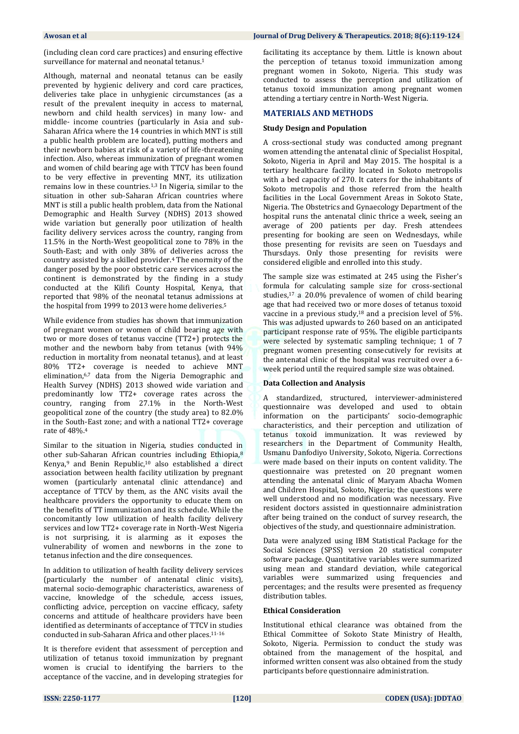(including clean cord care practices) and ensuring effective surveillance for maternal and neonatal tetanus.[1]

Although, maternal and neonatal tetanus can be easily prevented by hygienic delivery and cord care practices, deliveries take place in unhygienic circumstances (as a result of the prevalent inequity in access to maternal, newborn and child health services) in many low- and middle- income countries (particularly in Asia and sub-Saharan Africa where the 14 countries in which MNT is still a public health problem are located), putting mothers and their newborn babies at risk of a variety of life-threatening infection. Also, whereas immunization of pregnant women and women of child bearing age with TTCV has been found to be very effective in preventing MNT, its utilization remains low in these countries.[1,3] In Nigeria, similar to the situation in other sub-Saharan African countries where MNT is still a public health problem, data from the National Demographic and Health Survey (NDHS) 2013 showed wide variation but generally poor utilization of health facility delivery services across the country, ranging from 11.5% in the North-West geopolitical zone to 78% in the South-East; and with only 38% of deliveries across the country assisted by a skilled provider.[4] The enormity of the danger posed by the poor obstetric care services across the continent is demonstrated by the finding in a study conducted at the Kilifi County Hospital, Kenya, that reported that 98% of the neonatal tetanus admissions at the hospital from 1999 to 2013 were home deliveries.[5]

While evidence from studies has shown that immunization of pregnant women or women of child bearing age with two or more doses of tetanus vaccine (TT2+) protects the mother and the newborn baby from tetanus (with 94% reduction in mortality from neonatal tetanus), and at least 80% TT2+ coverage is needed to achieve MNT elimination,[6,7] data from the Nigeria Demographic and Health Survey (NDHS) 2013 showed wide variation and predominantly low TT2+ coverage rates across the country, ranging from 27.1% in the North-West geopolitical zone of the country (the study area) to 82.0% in the South-East zone; and with a national TT2+ coverage rate of 48%.[4]

Similar to the situation in Nigeria, studies conducted in other sub-Saharan African countries including Ethiopia,[8] Kenya,[9] and Benin Republic,[10] also established a direct association between health facility utilization by pregnant women (particularly antenatal clinic attendance) and acceptance of TTCV by them, as the ANC visits avail the healthcare providers the opportunity to educate them on the benefits of TT immunization and its schedule. While the concomitantly low utilization of health facility delivery services and low TT2+ coverage rate in North-West Nigeria is not surprising, it is alarming as it exposes the vulnerability of women and newborns in the zone to tetanus infection and the dire consequences.

In addition to utilization of health facility delivery services (particularly the number of antenatal clinic visits), maternal socio-demographic characteristics, awareness of vaccine, knowledge of the schedule, access issues, conflicting advice, perception on vaccine efficacy, safety concerns and attitude of healthcare providers have been identified as determinants of acceptance of TTCV in studies conducted in sub-Saharan Africa and other places.[11-16]

It is therefore evident that assessment of perception and utilization of tetanus toxoid immunization by pregnant women is crucial to identifying the barriers to the acceptance of the vaccine, and in developing strategies for facilitating its acceptance by them. Little is known about the perception of tetanus toxoid immunization among pregnant women in Sokoto, Nigeria. This study was conducted to assess the perception and utilization of tetanus toxoid immunization among pregnant women attending a tertiary centre in North-West Nigeria.

## MATERIALS AND METHODS

### Study Design and Population

A cross-sectional study was conducted among pregnant women attending the antenatal clinic of Specialist Hospital, Sokoto, Nigeria in April and May 2015. The hospital is a tertiary healthcare facility located in Sokoto metropolis with a bed capacity of 270. It caters for the inhabitants of Sokoto metropolis and those referred from the health facilities in the Local Government Areas in Sokoto State, Nigeria. The Obstetrics and Gynaecology Department of the hospital runs the antenatal clinic thrice a week, seeing an average of 200 patients per day. Fresh attendees presenting for booking are seen on Wednesdays, while those presenting for revisits are seen on Tuesdays and Thursdays. Only those presenting for revisits were considered eligible and enrolled into this study.

The sample size was estimated at 245 using the Fisher's formula for calculating sample size for cross-sectional studies,[17] a 20.0% prevalence of women of child bearing age that had received two or more doses of tetanus toxoid vaccine in a previous study,[18] and a precision level of 5%. This was adjusted upwards to 260 based on an anticipated participant response rate of 95%. The eligible participants were selected by systematic sampling technique; 1 of 7 pregnant women presenting consecutively for revisits at the antenatal clinic of the hospital was recruited over a 6-week period until the required sample size was obtained.

### Data Collection and Analysis

A standardized, structured, interviewer-administered questionnaire was developed and used to obtain information on the participants' socio-demographic characteristics, and their perception and utilization of tetanus toxoid immunization. It was reviewed by researchers in the Department of Community Health, Usmanu Danfodiyo University, Sokoto, Nigeria. Corrections were made based on their inputs on content validity. The questionnaire was pretested on 20 pregnant women attending the antenatal clinic of Maryam Abacha Women and Children Hospital, Sokoto, Nigeria; the questions were well understood and no modification was necessary. Five resident doctors assisted in questionnaire administration after being trained on the conduct of survey research, the objectives of the study, and questionnaire administration.

Data were analyzed using IBM Statistical Package for the Social Sciences (SPSS) version 20 statistical computer software package. Quantitative variables were summarized using mean and standard deviation, while categorical variables were summarized using frequencies and percentages; and the results were presented as frequency distribution tables.

### Ethical Consideration

Institutional ethical clearance was obtained from the Ethical Committee of Sokoto State Ministry of Health, Sokoto, Nigeria. Permission to conduct the study was obtained from the management of the hospital, and informed written consent was also obtained from the study participants before questionnaire administration.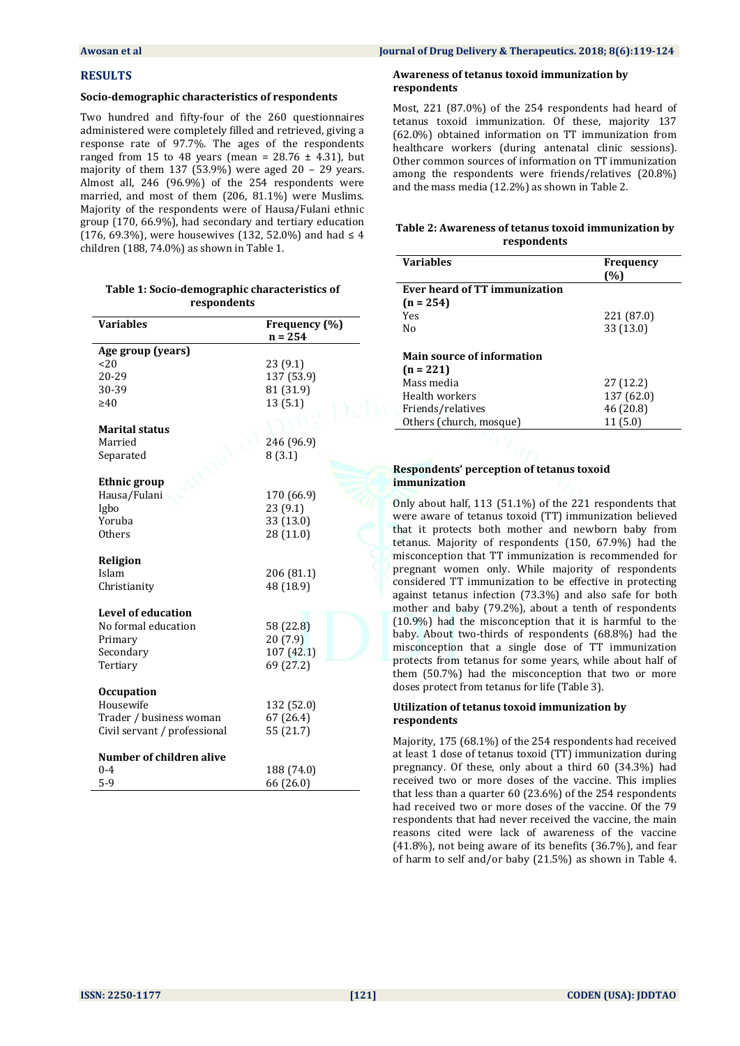## RESULTS

### Socio-demographic characteristics of respondents

Two hundred and fifty-four of the 260 questionnaires administered were completely filled and retrieved, giving a response rate of 97.7%. The ages of the respondents ranged from 15 to 48 years (mean = 28.76 ± 4.31), but majority of them 137 (53.9%) were aged 20 – 29 years. Almost all, 246 (96.9%) of the 254 respondents were married, and most of them (206, 81.1%) were Muslims. Majority of the respondents were of Hausa/Fulani ethnic group (170, 66.9%), had secondary and tertiary education (176, 69.3%), were housewives (132, 52.0%) and had ≤ 4 children (188, 74.0%) as shown in Table 1.

**Table 1: Socio-demographic characteristics of respondents**

| Variables | Frequency (%) n = 254 |
|---|---|
| **Age group (years)** | |
| <20 | 23 (9.1) |
| 20-29 | 137 (53.9) |
| 30-39 | 81 (31.9) |
| ≥40 | 13 (5.1) |
| **Marital status** | |
| Married | 246 (96.9) |
| Separated | 8 (3.1) |
| **Ethnic group** | |
| Hausa/Fulani | 170 (66.9) |
| Igbo | 23 (9.1) |
| Yoruba | 33 (13.0) |
| Others | 28 (11.0) |
| **Religion** | |
| Islam | 206 (81.1) |
| Christianity | 48 (18.9) |
| **Level of education** | |
| No formal education | 58 (22.8) |
| Primary | 20 (7.9) |
| Secondary | 107 (42.1) |
| Tertiary | 69 (27.2) |
| **Occupation** | |
| Housewife | 132 (52.0) |
| Trader / business woman | 67 (26.4) |
| Civil servant / professional | 55 (21.7) |
| **Number of children alive** | |
| 0-4 | 188 (74.0) |
| 5-9 | 66 (26.0) |

### Awareness of tetanus toxoid immunization by respondents

Most, 221 (87.0%) of the 254 respondents had heard of tetanus toxoid immunization. Of these, majority 137 (62.0%) obtained information on TT immunization from healthcare workers (during antenatal clinic sessions). Other common sources of information on TT immunization among the respondents were friends/relatives (20.8%) and the mass media (12.2%) as shown in Table 2.

**Table 2: Awareness of tetanus toxoid immunization by respondents**

| Variables | Frequency (%) |
|---|---|
| **Ever heard of TT immunization (n = 254)** | |
| Yes | 221 (87.0) |
| No | 33 (13.0) |
| **Main source of information (n = 221)** | |
| Mass media | 27 (12.2) |
| Health workers | 137 (62.0) |
| Friends/relatives | 46 (20.8) |
| Others (church, mosque) | 11 (5.0) |

### Respondents' perception of tetanus toxoid immunization

Only about half, 113 (51.1%) of the 221 respondents that were aware of tetanus toxoid (TT) immunization believed that it protects both mother and newborn baby from tetanus. Majority of respondents (150, 67.9%) had the misconception that TT immunization is recommended for pregnant women only. While majority of respondents considered TT immunization to be effective in protecting against tetanus infection (73.3%) and also safe for both mother and baby (79.2%), about a tenth of respondents (10.9%) had the misconception that it is harmful to the baby. About two-thirds of respondents (68.8%) had the misconception that a single dose of TT immunization protects from tetanus for some years, while about half of them (50.7%) had the misconception that two or more doses protect from tetanus for life (Table 3).

### Utilization of tetanus toxoid immunization by respondents

Majority, 175 (68.1%) of the 254 respondents had received at least 1 dose of tetanus toxoid (TT) immunization during pregnancy. Of these, only about a third 60 (34.3%) had received two or more doses of the vaccine. This implies that less than a quarter 60 (23.6%) of the 254 respondents had received two or more doses of the vaccine. Of the 79 respondents that had never received the vaccine, the main reasons cited were lack of awareness of the vaccine (41.8%), not being aware of its benefits (36.7%), and fear of harm to self and/or baby (21.5%) as shown in Table 4.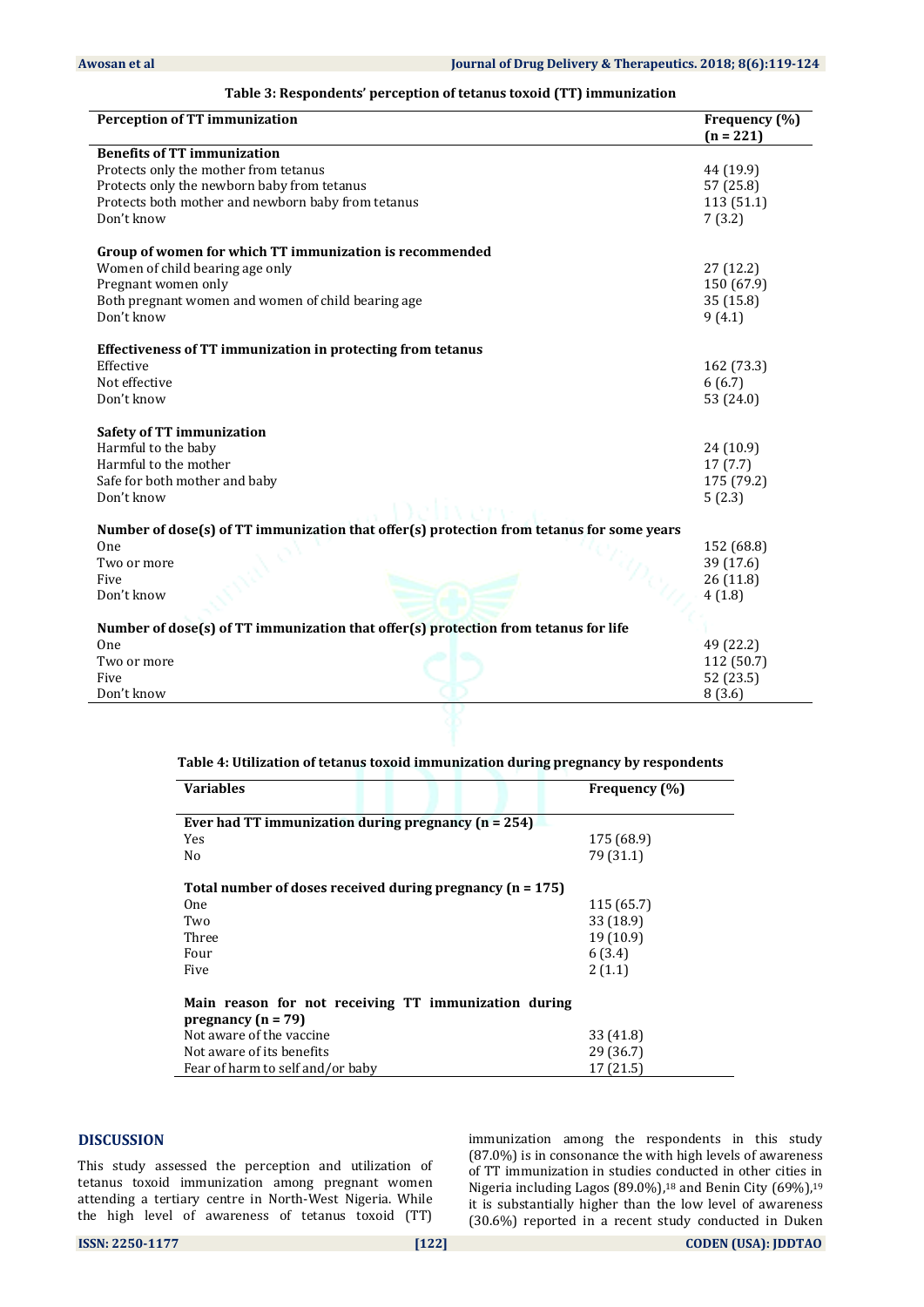**Table 3: Respondents' perception of tetanus toxoid (TT) immunization**

| Perception of TT immunization | Frequency (%) (n = 221) |
|---|---|
| **Benefits of TT immunization** | |
| Protects only the mother from tetanus | 44 (19.9) |
| Protects only the newborn baby from tetanus | 57 (25.8) |
| Protects both mother and newborn baby from tetanus | 113 (51.1) |
| Don't know | 7 (3.2) |
| **Group of women for which TT immunization is recommended** | |
| Women of child bearing age only | 27 (12.2) |
| Pregnant women only | 150 (67.9) |
| Both pregnant women and women of child bearing age | 35 (15.8) |
| Don't know | 9 (4.1) |
| **Effectiveness of TT immunization in protecting from tetanus** | |
| Effective | 162 (73.3) |
| Not effective | 6 (6.7) |
| Don't know | 53 (24.0) |
| **Safety of TT immunization** | |
| Harmful to the baby | 24 (10.9) |
| Harmful to the mother | 17 (7.7) |
| Safe for both mother and baby | 175 (79.2) |
| Don't know | 5 (2.3) |
| **Number of dose(s) of TT immunization that offer(s) protection from tetanus for some years** | |
| One | 152 (68.8) |
| Two or more | 39 (17.6) |
| Five | 26 (11.8) |
| Don't know | 4 (1.8) |
| **Number of dose(s) of TT immunization that offer(s) protection from tetanus for life** | |
| One | 49 (22.2) |
| Two or more | 112 (50.7) |
| Five | 52 (23.5) |
| Don't know | 8 (3.6) |

**Table 4: Utilization of tetanus toxoid immunization during pregnancy by respondents**

| Variables | Frequency (%) |
|---|---|
| **Ever had TT immunization during pregnancy (n = 254)** | |
| Yes | 175 (68.9) |
| No | 79 (31.1) |
| **Total number of doses received during pregnancy (n = 175)** | |
| One | 115 (65.7) |
| Two | 33 (18.9) |
| Three | 19 (10.9) |
| Four | 6 (3.4) |
| Five | 2 (1.1) |
| **Main reason for not receiving TT immunization during pregnancy (n = 79)** | |
| Not aware of the vaccine | 33 (41.8) |
| Not aware of its benefits | 29 (36.7) |
| Fear of harm to self and/or baby | 17 (21.5) |

## DISCUSSION

This study assessed the perception and utilization of tetanus toxoid immunization among pregnant women attending a tertiary centre in North-West Nigeria. While the high level of awareness of tetanus toxoid (TT) immunization among the respondents in this study (87.0%) is in consonance the with high levels of awareness of TT immunization in studies conducted in other cities in Nigeria including Lagos (89.0%),[18] and Benin City (69%),[19] it is substantially higher than the low level of awareness (30.6%) reported in a recent study conducted in Duken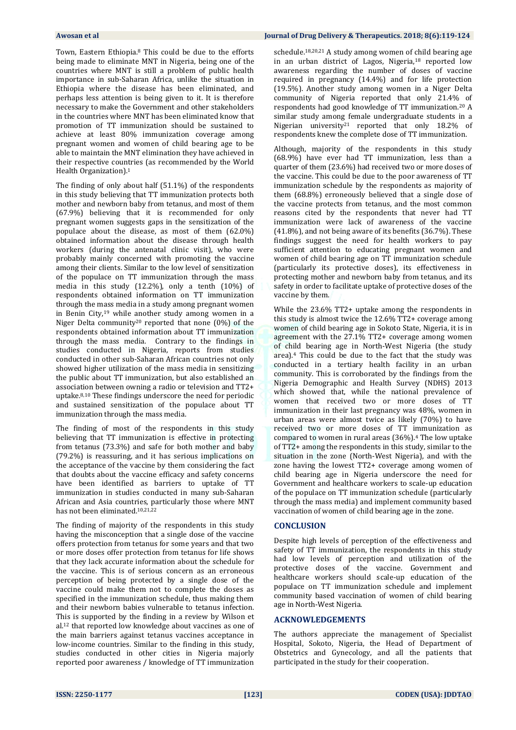Town, Eastern Ethiopia.[8] This could be due to the efforts being made to eliminate MNT in Nigeria, being one of the countries where MNT is still a problem of public health importance in sub-Saharan Africa, unlike the situation in Ethiopia where the disease has been eliminated, and perhaps less attention is being given to it. It is therefore necessary to make the Government and other stakeholders in the countries where MNT has been eliminated know that promotion of TT immunization should be sustained to achieve at least 80% immunization coverage among pregnant women and women of child bearing age to be able to maintain the MNT elimination they have achieved in their respective countries (as recommended by the World Health Organization).[1]

The finding of only about half (51.1%) of the respondents in this study believing that TT immunization protects both mother and newborn baby from tetanus, and most of them (67.9%) believing that it is recommended for only pregnant women suggests gaps in the sensitization of the populace about the disease, as most of them (62.0%) obtained information about the disease through health workers (during the antenatal clinic visit), who were probably mainly concerned with promoting the vaccine among their clients. Similar to the low level of sensitization of the populace on TT immunization through the mass media in this study (12.2%), only a tenth (10%) of respondents obtained information on TT immunization through the mass media in a study among pregnant women in Benin City,[19] while another study among women in a Niger Delta community[20] reported that none (0%) of the respondents obtained information about TT immunization through the mass media. Contrary to the findings in studies conducted in Nigeria, reports from studies conducted in other sub-Saharan African countries not only showed higher utilization of the mass media in sensitizing the public about TT immunization, but also established an association between owning a radio or television and TT2+ uptake.[8,10] These findings underscore the need for periodic and sustained sensitization of the populace about TT immunization through the mass media.

The finding of most of the respondents in this study believing that TT immunization is effective in protecting from tetanus (73.3%) and safe for both mother and baby (79.2%) is reassuring, and it has serious implications on the acceptance of the vaccine by them considering the fact that doubts about the vaccine efficacy and safety concerns have been identified as barriers to uptake of TT immunization in studies conducted in many sub-Saharan African and Asia countries, particularly those where MNT has not been eliminated.[10,21,22]

The finding of majority of the respondents in this study having the misconception that a single dose of the vaccine offers protection from tetanus for some years and that two or more doses offer protection from tetanus for life shows that they lack accurate information about the schedule for the vaccine. This is of serious concern as an erroneous perception of being protected by a single dose of the vaccine could make them not to complete the doses as specified in the immunization schedule, thus making them and their newborn babies vulnerable to tetanus infection. This is supported by the finding in a review by Wilson et al.[12] that reported low knowledge about vaccines as one of the main barriers against tetanus vaccines acceptance in low-income countries. Similar to the finding in this study, studies conducted in other cities in Nigeria majorly reported poor awareness / knowledge of TT immunization schedule.[18,20,21] A study among women of child bearing age in an urban district of Lagos, Nigeria,[18] reported low awareness regarding the number of doses of vaccine required in pregnancy (14.4%) and for life protection (19.5%). Another study among women in a Niger Delta community of Nigeria reported that only 21.4% of respondents had good knowledge of TT immunization.[20] A similar study among female undergraduate students in a Nigerian university[21] reported that only 18.2% of respondents knew the complete dose of TT immunization.

Although, majority of the respondents in this study (68.9%) have ever had TT immunization, less than a quarter of them (23.6%) had received two or more doses of the vaccine. This could be due to the poor awareness of TT immunization schedule by the respondents as majority of them (68.8%) erroneously believed that a single dose of the vaccine protects from tetanus, and the most common reasons cited by the respondents that never had TT immunization were lack of awareness of the vaccine (41.8%), and not being aware of its benefits (36.7%). These findings suggest the need for health workers to pay sufficient attention to educating pregnant women and women of child bearing age on TT immunization schedule (particularly its protective doses), its effectiveness in protecting mother and newborn baby from tetanus, and its safety in order to facilitate uptake of protective doses of the vaccine by them.

While the 23.6% TT2+ uptake among the respondents in this study is almost twice the 12.6% TT2+ coverage among women of child bearing age in Sokoto State, Nigeria, it is in agreement with the 27.1% TT2+ coverage among women of child bearing age in North-West Nigeria (the study area).[4] This could be due to the fact that the study was conducted in a tertiary health facility in an urban community. This is corroborated by the findings from the Nigeria Demographic and Health Survey (NDHS) 2013 which showed that, while the national prevalence of women that received two or more doses of TT immunization in their last pregnancy was 48%, women in urban areas were almost twice as likely (70%) to have received two or more doses of TT immunization as compared to women in rural areas (36%).[4] The low uptake of TT2+ among the respondents in this study, similar to the situation in the zone (North-West Nigeria), and with the zone having the lowest TT2+ coverage among women of child bearing age in Nigeria underscore the need for Government and healthcare workers to scale-up education of the populace on TT immunization schedule (particularly through the mass media) and implement community based vaccination of women of child bearing age in the zone.

## CONCLUSION

Despite high levels of perception of the effectiveness and safety of TT immunization, the respondents in this study had low levels of perception and utilization of the protective doses of the vaccine. Government and healthcare workers should scale-up education of the populace on TT immunization schedule and implement community based vaccination of women of child bearing age in North-West Nigeria.

## ACKNOWLEDGEMENTS

The authors appreciate the management of Specialist Hospital, Sokoto, Nigeria, the Head of Department of Obstetrics and Gynecology, and all the patients that participated in the study for their cooperation.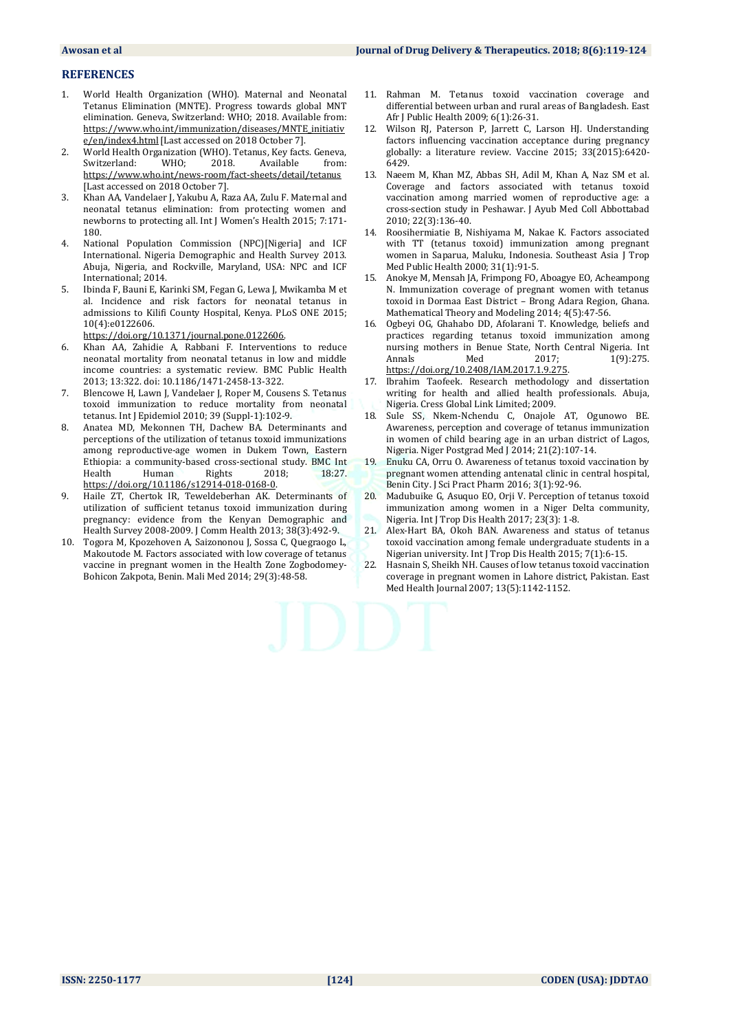## REFERENCES

1. World Health Organization (WHO). Maternal and Neonatal Tetanus Elimination (MNTE). Progress towards global MNT elimination. Geneva, Switzerland: WHO; 2018. Available from: https://www.who.int/immunization/diseases/MNTE_initiative/en/index4.html [Last accessed on 2018 October 7].
2. World Health Organization (WHO). Tetanus, Key facts. Geneva, Switzerland: WHO; 2018. Available from: https://www.who.int/news-room/fact-sheets/detail/tetanus [Last accessed on 2018 October 7].
3. Khan AA, Vandelaer J, Yakubu A, Raza AA, Zulu F. Maternal and neonatal tetanus elimination: from protecting women and newborns to protecting all. Int J Women's Health 2015; 7:171-180.
4. National Population Commission (NPC)[Nigeria] and ICF International. Nigeria Demographic and Health Survey 2013. Abuja, Nigeria, and Rockville, Maryland, USA: NPC and ICF International; 2014.
5. Ibinda F, Bauni E, Karinki SM, Fegan G, Lewa J, Mwikamba M et al. Incidence and risk factors for neonatal tetanus in admissions to Kilifi County Hospital, Kenya. PLoS ONE 2015; 10(4):e0122606. https://doi.org/10.1371/journal.pone.0122606.
6. Khan AA, Zahidie A, Rabbani F. Interventions to reduce neonatal mortality from neonatal tetanus in low and middle income countries: a systematic review. BMC Public Health 2013; 13:322. doi: 10.1186/1471-2458-13-322.
7. Blencowe H, Lawn J, Vandelaer J, Roper M, Cousens S. Tetanus toxoid immunization to reduce mortality from neonatal tetanus. Int J Epidemiol 2010; 39 (Suppl-1):102-9.
8. Anatea MD, Mekonnen TH, Dachew BA. Determinants and perceptions of the utilization of tetanus toxoid immunizations among reproductive-age women in Dukem Town, Eastern Ethiopia: a community-based cross-sectional study. BMC Int Health Human Rights 2018; 18:27. https://doi.org/10.1186/s12914-018-0168-0.
9. Haile ZT, Chertok IR, Teweldeberhan AK. Determinants of utilization of sufficient tetanus toxoid immunization during pregnancy: evidence from the Kenyan Demographic and Health Survey 2008-2009. J Comm Health 2013; 38(3):492-9.
10. Togora M, Kpozehoven A, Saizononou J, Sossa C, Quegraogo L, Makoutode M. Factors associated with low coverage of tetanus vaccine in pregnant women in the Health Zone Zogbodomey-Bohicon Zakpota, Benin. Mali Med 2014; 29(3):48-58.
11. Rahman M. Tetanus toxoid vaccination coverage and differential between urban and rural areas of Bangladesh. East Afr J Public Health 2009; 6(1):26-31.
12. Wilson RJ, Paterson P, Jarrett C, Larson HJ. Understanding factors influencing vaccination acceptance during pregnancy globally: a literature review. Vaccine 2015; 33(2015):6420-6429.
13. Naeem M, Khan MZ, Abbas SH, Adil M, Khan A, Naz SM et al. Coverage and factors associated with tetanus toxoid vaccination among married women of reproductive age: a cross-section study in Peshawar. J Ayub Med Coll Abbottabad 2010; 22(3):136-40.
14. Roosihermiatie B, Nishiyama M, Nakae K. Factors associated with TT (tetanus toxoid) immunization among pregnant women in Saparua, Maluku, Indonesia. Southeast Asia J Trop Med Public Health 2000; 31(1):91-5.
15. Anokye M, Mensah JA, Frimpong FO, Aboagye EO, Acheampong N. Immunization coverage of pregnant women with tetanus toxoid in Dormaa East District – Brong Adara Region, Ghana. Mathematical Theory and Modeling 2014; 4(5):47-56.
16. Ogbeyi OG, Ghahabo DD, Afolarani T. Knowledge, beliefs and practices regarding tetanus toxoid immunization among nursing mothers in Benue State, North Central Nigeria. Int Annals Med 2017; 1(9):275. https://doi.org/10.2408/IAM.2017.1.9.275.
17. Ibrahim Taofeek. Research methodology and dissertation writing for health and allied health professionals. Abuja, Nigeria. Cress Global Link Limited; 2009.
18. Sule SS, Nkem-Nchendu C, Onajole AT, Ogunowo BE. Awareness, perception and coverage of tetanus immunization in women of child bearing age in an urban district of Lagos, Nigeria. Niger Postgrad Med J 2014; 21(2):107-14.
19. Enuku CA, Orru O. Awareness of tetanus toxoid vaccination by pregnant women attending antenatal clinic in central hospital, Benin City. J Sci Pract Pharm 2016; 3(1):92-96.
20. Madubuike G, Asuquo EO, Orji V. Perception of tetanus toxoid immunization among women in a Niger Delta community, Nigeria. Int J Trop Dis Health 2017; 23(3): 1-8.
21. Alex-Hart BA, Okoh BAN. Awareness and status of tetanus toxoid vaccination among female undergraduate students in a Nigerian university. Int J Trop Dis Health 2015; 7(1):6-15.
22. Hasnain S, Sheikh NH. Causes of low tetanus toxoid vaccination coverage in pregnant women in Lahore district, Pakistan. East Med Health Journal 2007; 13(5):1142-1152.